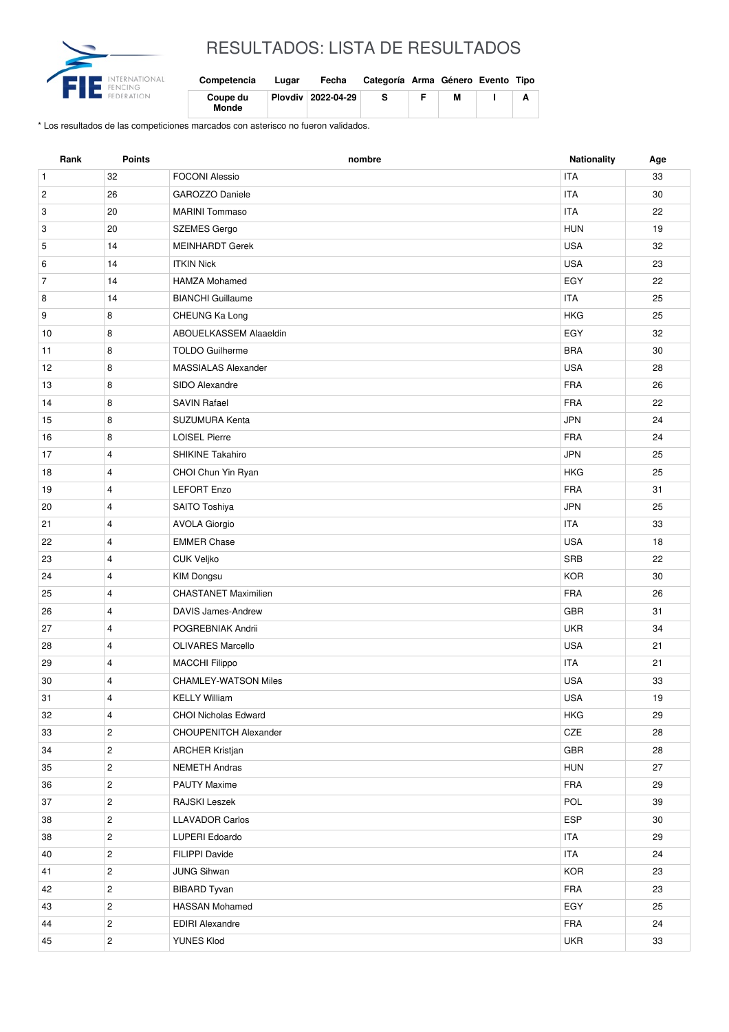# RESULTADOS: LISTA DE RESULTADOS

| Competencia | Lugar | Fecha | Categoría | Arma | Género | Evento | Tipo |
|---|---|---|---|---|---|---|---|
| Coupe du Monde | Plovdiv | 2022-04-29 | S | F | M | I | A |

* Los resultados de las competiciones marcados con asterisco no fueron validados.

| Rank | Points | nombre | Nationality | Age |
|---|---|---|---|---|
| 1 | 32 | FOCONI Alessio | ITA | 33 |
| 2 | 26 | GAROZZO Daniele | ITA | 30 |
| 3 | 20 | MARINI Tommaso | ITA | 22 |
| 3 | 20 | SZEMES Gergo | HUN | 19 |
| 5 | 14 | MEINHARDT Gerek | USA | 32 |
| 6 | 14 | ITKIN Nick | USA | 23 |
| 7 | 14 | HAMZA Mohamed | EGY | 22 |
| 8 | 14 | BIANCHI Guillaume | ITA | 25 |
| 9 | 8 | CHEUNG Ka Long | HKG | 25 |
| 10 | 8 | ABOUELKASSEM Alaaeldin | EGY | 32 |
| 11 | 8 | TOLDO Guilherme | BRA | 30 |
| 12 | 8 | MASSIALAS Alexander | USA | 28 |
| 13 | 8 | SIDO Alexandre | FRA | 26 |
| 14 | 8 | SAVIN Rafael | FRA | 22 |
| 15 | 8 | SUZUMURA Kenta | JPN | 24 |
| 16 | 8 | LOISEL Pierre | FRA | 24 |
| 17 | 4 | SHIKINE Takahiro | JPN | 25 |
| 18 | 4 | CHOI Chun Yin Ryan | HKG | 25 |
| 19 | 4 | LEFORT Enzo | FRA | 31 |
| 20 | 4 | SAITO Toshiya | JPN | 25 |
| 21 | 4 | AVOLA Giorgio | ITA | 33 |
| 22 | 4 | EMMER Chase | USA | 18 |
| 23 | 4 | CUK Veljko | SRB | 22 |
| 24 | 4 | KIM Dongsu | KOR | 30 |
| 25 | 4 | CHASTANET Maximilien | FRA | 26 |
| 26 | 4 | DAVIS James-Andrew | GBR | 31 |
| 27 | 4 | POGREBNIAK Andrii | UKR | 34 |
| 28 | 4 | OLIVARES Marcello | USA | 21 |
| 29 | 4 | MACCHI Filippo | ITA | 21 |
| 30 | 4 | CHAMLEY-WATSON Miles | USA | 33 |
| 31 | 4 | KELLY William | USA | 19 |
| 32 | 4 | CHOI Nicholas Edward | HKG | 29 |
| 33 | 2 | CHOUPENITCH Alexander | CZE | 28 |
| 34 | 2 | ARCHER Kristjan | GBR | 28 |
| 35 | 2 | NEMETH Andras | HUN | 27 |
| 36 | 2 | PAUTY Maxime | FRA | 29 |
| 37 | 2 | RAJSKI Leszek | POL | 39 |
| 38 | 2 | LLAVADOR Carlos | ESP | 30 |
| 38 | 2 | LUPERI Edoardo | ITA | 29 |
| 40 | 2 | FILIPPI Davide | ITA | 24 |
| 41 | 2 | JUNG Sihwan | KOR | 23 |
| 42 | 2 | BIBARD Tyvan | FRA | 23 |
| 43 | 2 | HASSAN Mohamed | EGY | 25 |
| 44 | 2 | EDIRI Alexandre | FRA | 24 |
| 45 | 2 | YUNES Klod | UKR | 33 |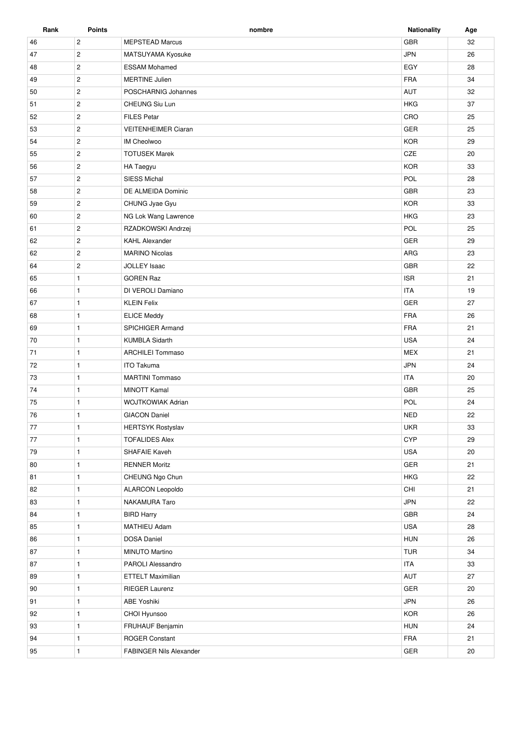| Rank | Points | nombre | Nationality | Age |
|---|---|---|---|---|
| 46 | 2 | MEPSTEAD Marcus | GBR | 32 |
| 47 | 2 | MATSUYAMA Kyosuke | JPN | 26 |
| 48 | 2 | ESSAM Mohamed | EGY | 28 |
| 49 | 2 | MERTINE Julien | FRA | 34 |
| 50 | 2 | POSCHARNIG Johannes | AUT | 32 |
| 51 | 2 | CHEUNG Siu Lun | HKG | 37 |
| 52 | 2 | FILES Petar | CRO | 25 |
| 53 | 2 | VEITENHEIMER Ciaran | GER | 25 |
| 54 | 2 | IM Cheolwoo | KOR | 29 |
| 55 | 2 | TOTUSEK Marek | CZE | 20 |
| 56 | 2 | HA Taegyu | KOR | 33 |
| 57 | 2 | SIESS Michal | POL | 28 |
| 58 | 2 | DE ALMEIDA Dominic | GBR | 23 |
| 59 | 2 | CHUNG Jyae Gyu | KOR | 33 |
| 60 | 2 | NG Lok Wang Lawrence | HKG | 23 |
| 61 | 2 | RZADKOWSKI Andrzej | POL | 25 |
| 62 | 2 | KAHL Alexander | GER | 29 |
| 62 | 2 | MARINO Nicolas | ARG | 23 |
| 64 | 2 | JOLLEY Isaac | GBR | 22 |
| 65 | 1 | GOREN Raz | ISR | 21 |
| 66 | 1 | DI VEROLI Damiano | ITA | 19 |
| 67 | 1 | KLEIN Felix | GER | 27 |
| 68 | 1 | ELICE Meddy | FRA | 26 |
| 69 | 1 | SPICHIGER Armand | FRA | 21 |
| 70 | 1 | KUMBLA Sidarth | USA | 24 |
| 71 | 1 | ARCHILEI Tommaso | MEX | 21 |
| 72 | 1 | ITO Takuma | JPN | 24 |
| 73 | 1 | MARTINI Tommaso | ITA | 20 |
| 74 | 1 | MINOTT Kamal | GBR | 25 |
| 75 | 1 | WOJTKOWIAK Adrian | POL | 24 |
| 76 | 1 | GIACON Daniel | NED | 22 |
| 77 | 1 | HERTSYK Rostyslav | UKR | 33 |
| 77 | 1 | TOFALIDES Alex | CYP | 29 |
| 79 | 1 | SHAFAIE Kaveh | USA | 20 |
| 80 | 1 | RENNER Moritz | GER | 21 |
| 81 | 1 | CHEUNG Ngo Chun | HKG | 22 |
| 82 | 1 | ALARCON Leopoldo | CHI | 21 |
| 83 | 1 | NAKAMURA Taro | JPN | 22 |
| 84 | 1 | BIRD Harry | GBR | 24 |
| 85 | 1 | MATHIEU Adam | USA | 28 |
| 86 | 1 | DOSA Daniel | HUN | 26 |
| 87 | 1 | MINUTO Martino | TUR | 34 |
| 87 | 1 | PAROLI Alessandro | ITA | 33 |
| 89 | 1 | ETTELT Maximilian | AUT | 27 |
| 90 | 1 | RIEGER Laurenz | GER | 20 |
| 91 | 1 | ABE Yoshiki | JPN | 26 |
| 92 | 1 | CHOI Hyunsoo | KOR | 26 |
| 93 | 1 | FRUHAUF Benjamin | HUN | 24 |
| 94 | 1 | ROGER Constant | FRA | 21 |
| 95 | 1 | FABINGER Nils Alexander | GER | 20 |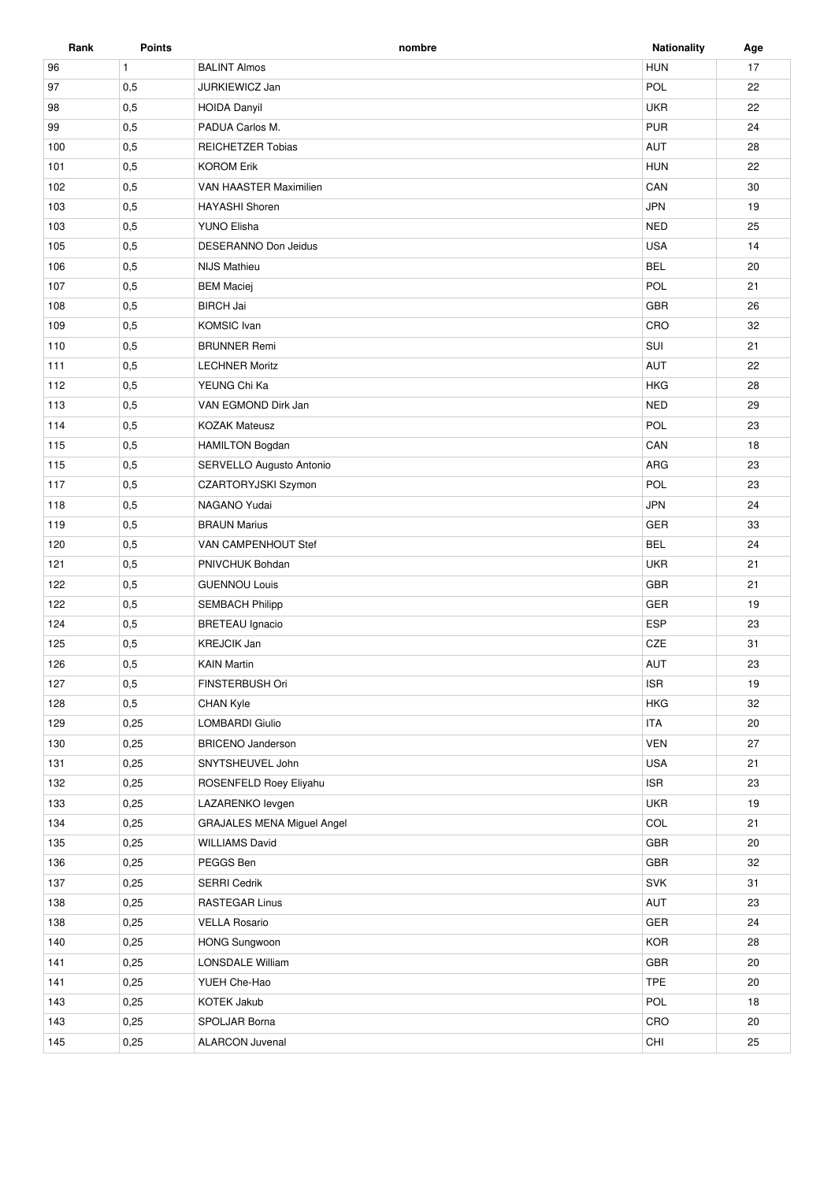| Rank | Points | nombre | Nationality | Age |
|---|---|---|---|---|
| 96 | 1 | BALINT Almos | HUN | 17 |
| 97 | 0,5 | JURKIEWICZ Jan | POL | 22 |
| 98 | 0,5 | HOIDA Danyil | UKR | 22 |
| 99 | 0,5 | PADUA Carlos M. | PUR | 24 |
| 100 | 0,5 | REICHETZER Tobias | AUT | 28 |
| 101 | 0,5 | KOROM Erik | HUN | 22 |
| 102 | 0,5 | VAN HAASTER Maximilien | CAN | 30 |
| 103 | 0,5 | HAYASHI Shoren | JPN | 19 |
| 103 | 0,5 | YUNO Elisha | NED | 25 |
| 105 | 0,5 | DESERANNO Don Jeidus | USA | 14 |
| 106 | 0,5 | NIJS Mathieu | BEL | 20 |
| 107 | 0,5 | BEM Maciej | POL | 21 |
| 108 | 0,5 | BIRCH Jai | GBR | 26 |
| 109 | 0,5 | KOMSIC Ivan | CRO | 32 |
| 110 | 0,5 | BRUNNER Remi | SUI | 21 |
| 111 | 0,5 | LECHNER Moritz | AUT | 22 |
| 112 | 0,5 | YEUNG Chi Ka | HKG | 28 |
| 113 | 0,5 | VAN EGMOND Dirk Jan | NED | 29 |
| 114 | 0,5 | KOZAK Mateusz | POL | 23 |
| 115 | 0,5 | HAMILTON Bogdan | CAN | 18 |
| 115 | 0,5 | SERVELLO Augusto Antonio | ARG | 23 |
| 117 | 0,5 | CZARTORYJSKI Szymon | POL | 23 |
| 118 | 0,5 | NAGANO Yudai | JPN | 24 |
| 119 | 0,5 | BRAUN Marius | GER | 33 |
| 120 | 0,5 | VAN CAMPENHOUT Stef | BEL | 24 |
| 121 | 0,5 | PNIVCHUK Bohdan | UKR | 21 |
| 122 | 0,5 | GUENNOU Louis | GBR | 21 |
| 122 | 0,5 | SEMBACH Philipp | GER | 19 |
| 124 | 0,5 | BRETEAU Ignacio | ESP | 23 |
| 125 | 0,5 | KREJCIK Jan | CZE | 31 |
| 126 | 0,5 | KAIN Martin | AUT | 23 |
| 127 | 0,5 | FINSTERBUSH Ori | ISR | 19 |
| 128 | 0,5 | CHAN Kyle | HKG | 32 |
| 129 | 0,25 | LOMBARDI Giulio | ITA | 20 |
| 130 | 0,25 | BRICENO Janderson | VEN | 27 |
| 131 | 0,25 | SNYTSHEUVEL John | USA | 21 |
| 132 | 0,25 | ROSENFELD Roey Eliyahu | ISR | 23 |
| 133 | 0,25 | LAZARENKO Ievgen | UKR | 19 |
| 134 | 0,25 | GRAJALES MENA Miguel Angel | COL | 21 |
| 135 | 0,25 | WILLIAMS David | GBR | 20 |
| 136 | 0,25 | PEGGS Ben | GBR | 32 |
| 137 | 0,25 | SERRI Cedrik | SVK | 31 |
| 138 | 0,25 | RASTEGAR Linus | AUT | 23 |
| 138 | 0,25 | VELLA Rosario | GER | 24 |
| 140 | 0,25 | HONG Sungwoon | KOR | 28 |
| 141 | 0,25 | LONSDALE William | GBR | 20 |
| 141 | 0,25 | YUEH Che-Hao | TPE | 20 |
| 143 | 0,25 | KOTEK Jakub | POL | 18 |
| 143 | 0,25 | SPOLJAR Borna | CRO | 20 |
| 145 | 0,25 | ALARCON Juvenal | CHI | 25 |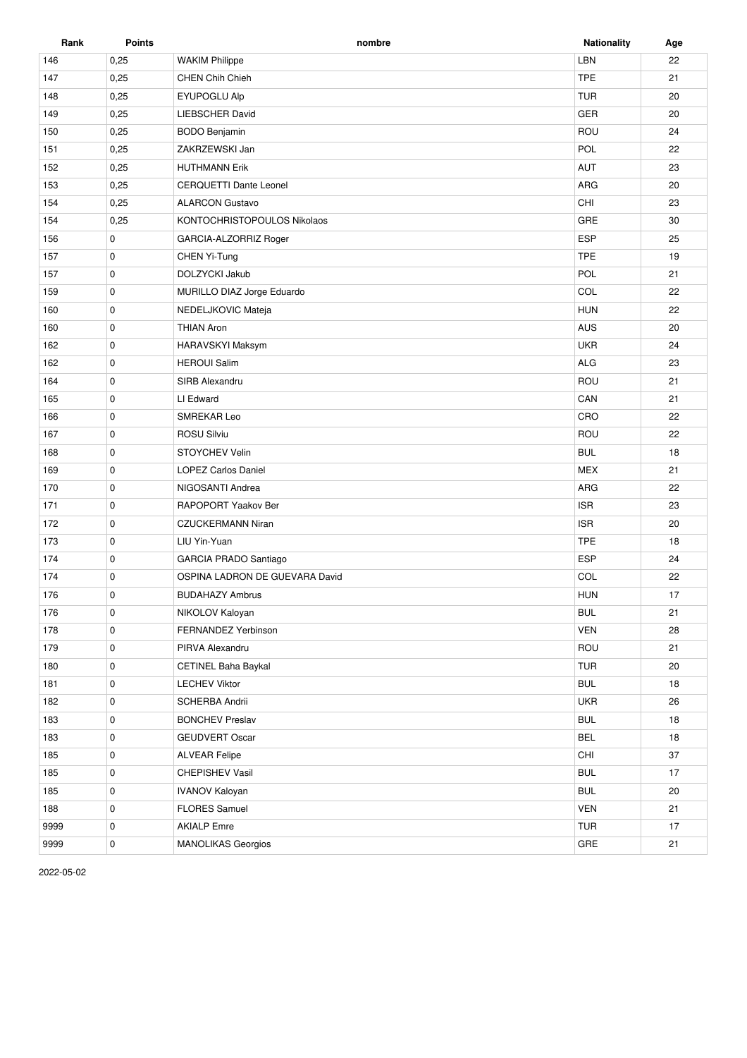| Rank | Points | nombre | Nationality | Age |
|---|---|---|---|---|
| 146 | 0,25 | WAKIM Philippe | LBN | 22 |
| 147 | 0,25 | CHEN Chih Chieh | TPE | 21 |
| 148 | 0,25 | EYUPOGLU Alp | TUR | 20 |
| 149 | 0,25 | LIEBSCHER David | GER | 20 |
| 150 | 0,25 | BODO Benjamin | ROU | 24 |
| 151 | 0,25 | ZAKRZEWSKI Jan | POL | 22 |
| 152 | 0,25 | HUTHMANN Erik | AUT | 23 |
| 153 | 0,25 | CERQUETTI Dante Leonel | ARG | 20 |
| 154 | 0,25 | ALARCON Gustavo | CHI | 23 |
| 154 | 0,25 | KONTOCHRISTOPOULOS Nikolaos | GRE | 30 |
| 156 | 0 | GARCIA-ALZORRIZ Roger | ESP | 25 |
| 157 | 0 | CHEN Yi-Tung | TPE | 19 |
| 157 | 0 | DOLZYCKI Jakub | POL | 21 |
| 159 | 0 | MURILLO DIAZ Jorge Eduardo | COL | 22 |
| 160 | 0 | NEDELJKOVIC Mateja | HUN | 22 |
| 160 | 0 | THIAN Aron | AUS | 20 |
| 162 | 0 | HARAVSKYI Maksym | UKR | 24 |
| 162 | 0 | HEROUI Salim | ALG | 23 |
| 164 | 0 | SIRB Alexandru | ROU | 21 |
| 165 | 0 | LI Edward | CAN | 21 |
| 166 | 0 | SMREKAR Leo | CRO | 22 |
| 167 | 0 | ROSU Silviu | ROU | 22 |
| 168 | 0 | STOYCHEV Velin | BUL | 18 |
| 169 | 0 | LOPEZ Carlos Daniel | MEX | 21 |
| 170 | 0 | NIGOSANTI Andrea | ARG | 22 |
| 171 | 0 | RAPOPORT Yaakov Ber | ISR | 23 |
| 172 | 0 | CZUCKERMANN Niran | ISR | 20 |
| 173 | 0 | LIU Yin-Yuan | TPE | 18 |
| 174 | 0 | GARCIA PRADO Santiago | ESP | 24 |
| 174 | 0 | OSPINA LADRON DE GUEVARA David | COL | 22 |
| 176 | 0 | BUDAHAZY Ambrus | HUN | 17 |
| 176 | 0 | NIKOLOV Kaloyan | BUL | 21 |
| 178 | 0 | FERNANDEZ Yerbinson | VEN | 28 |
| 179 | 0 | PIRVA Alexandru | ROU | 21 |
| 180 | 0 | CETINEL Baha Baykal | TUR | 20 |
| 181 | 0 | LECHEV Viktor | BUL | 18 |
| 182 | 0 | SCHERBA Andrii | UKR | 26 |
| 183 | 0 | BONCHEV Preslav | BUL | 18 |
| 183 | 0 | GEUDVERT Oscar | BEL | 18 |
| 185 | 0 | ALVEAR Felipe | CHI | 37 |
| 185 | 0 | CHEPISHEV Vasil | BUL | 17 |
| 185 | 0 | IVANOV Kaloyan | BUL | 20 |
| 188 | 0 | FLORES Samuel | VEN | 21 |
| 9999 | 0 | AKIALP Emre | TUR | 17 |
| 9999 | 0 | MANOLIKAS Georgios | GRE | 21 |

2022-05-02